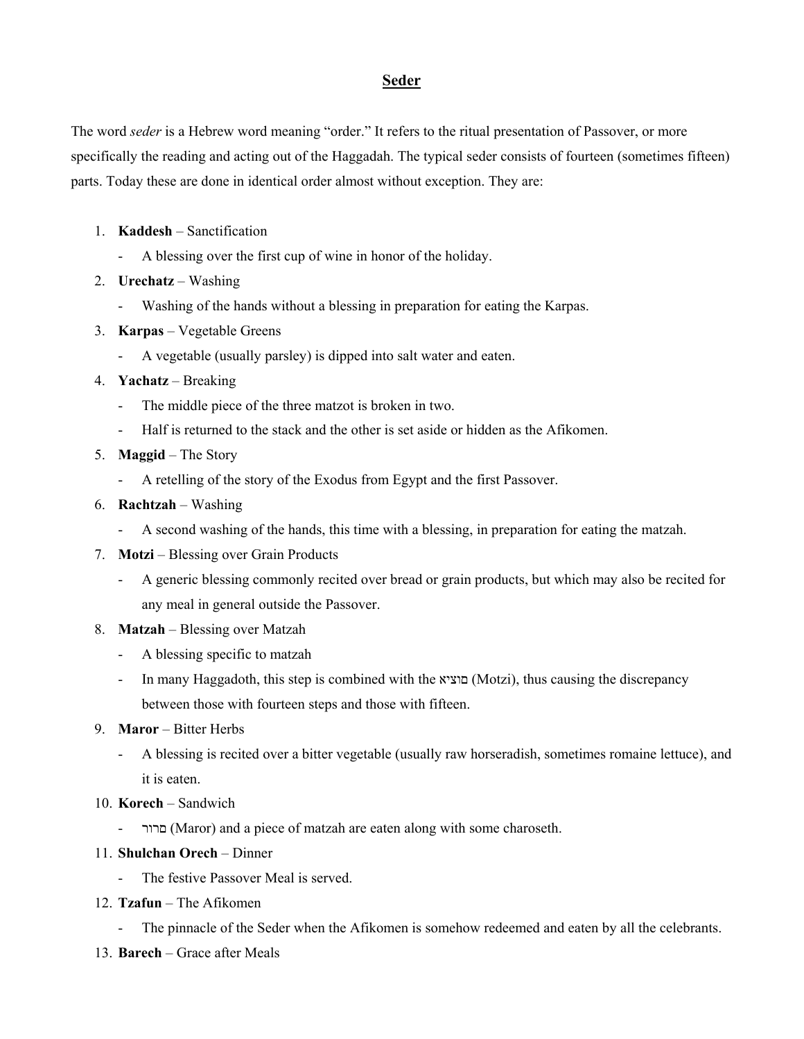# **Seder**

The word *seder* is a Hebrew word meaning "order." It refers to the ritual presentation of Passover, or more specifically the reading and acting out of the Haggadah. The typical seder consists of fourteen (sometimes fifteen) parts. Today these are done in identical order almost without exception. They are:

1. **Kaddesh** – Sanctification
   - A blessing over the first cup of wine in honor of the holiday.
2. **Urechatz** – Washing
   - Washing of the hands without a blessing in preparation for eating the Karpas.
3. **Karpas** – Vegetable Greens
   - A vegetable (usually parsley) is dipped into salt water and eaten.
4. **Yachatz** – Breaking
   - The middle piece of the three matzot is broken in two.
   - Half is returned to the stack and the other is set aside or hidden as the Afikomen.
5. **Maggid** – The Story
   - A retelling of the story of the Exodus from Egypt and the first Passover.
6. **Rachtzah** – Washing
   - A second washing of the hands, this time with a blessing, in preparation for eating the matzah.
7. **Motzi** – Blessing over Grain Products
   - A generic blessing commonly recited over bread or grain products, but which may also be recited for any meal in general outside the Passover.
8. **Matzah** – Blessing over Matzah
   - A blessing specific to matzah
   - In many Haggadoth, this step is combined with the מוציא (Motzi), thus causing the discrepancy between those with fourteen steps and those with fifteen.
9. **Maror** – Bitter Herbs
   - A blessing is recited over a bitter vegetable (usually raw horseradish, sometimes romaine lettuce), and it is eaten.
10. **Korech** – Sandwich
    - מרור (Maror) and a piece of matzah are eaten along with some charoseth.
11. **Shulchan Orech** – Dinner
    - The festive Passover Meal is served.
12. **Tzafun** – The Afikomen
    - The pinnacle of the Seder when the Afikomen is somehow redeemed and eaten by all the celebrants.
13. **Barech** – Grace after Meals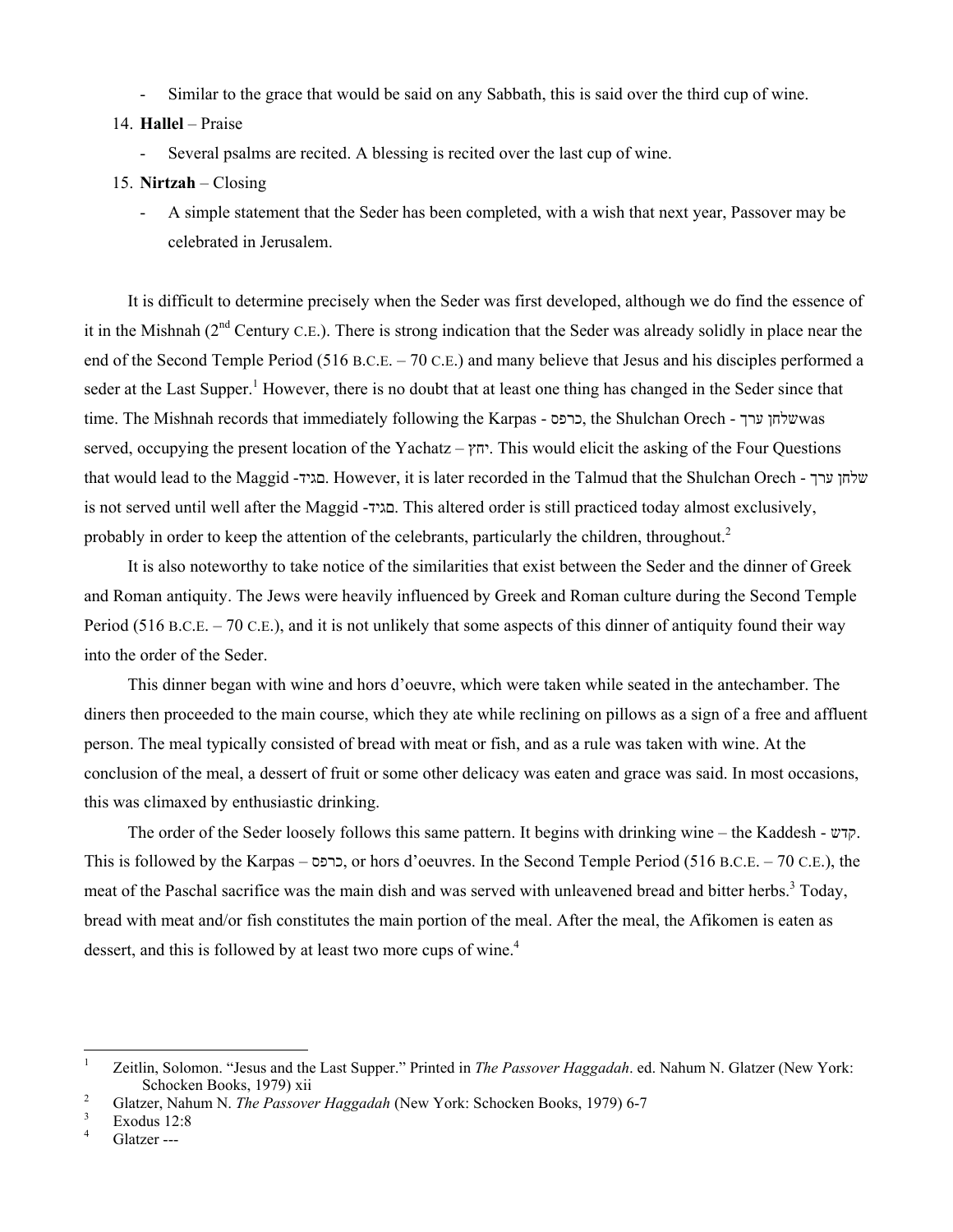- Similar to the grace that would be said on any Sabbath, this is said over the third cup of wine.

14. **Hallel** – Praise
    - Several psalms are recited. A blessing is recited over the last cup of wine.
15. **Nirtzah** – Closing
    - A simple statement that the Seder has been completed, with a wish that next year, Passover may be celebrated in Jerusalem.

It is difficult to determine precisely when the Seder was first developed, although we do find the essence of it in the Mishnah (2nd Century C.E.). There is strong indication that the Seder was already solidly in place near the end of the Second Temple Period (516 B.C.E. – 70 C.E.) and many believe that Jesus and his disciples performed a seder at the Last Supper.[1] However, there is no doubt that at least one thing has changed in the Seder since that time. The Mishnah records that immediately following the Karpas - כרפס, the Shulchan Orech - שלחן ערךwas served, occupying the present location of the Yachatz – יחץ. This would elicit the asking of the Four Questions that would lead to the Maggid -מגיד. However, it is later recorded in the Talmud that the Shulchan Orech - שלחן ערך is not served until well after the Maggid -מגיד. This altered order is still practiced today almost exclusively, probably in order to keep the attention of the celebrants, particularly the children, throughout.[2]

It is also noteworthy to take notice of the similarities that exist between the Seder and the dinner of Greek and Roman antiquity. The Jews were heavily influenced by Greek and Roman culture during the Second Temple Period (516 B.C.E. – 70 C.E.), and it is not unlikely that some aspects of this dinner of antiquity found their way into the order of the Seder.

This dinner began with wine and hors d'oeuvre, which were taken while seated in the antechamber. The diners then proceeded to the main course, which they ate while reclining on pillows as a sign of a free and affluent person. The meal typically consisted of bread with meat or fish, and as a rule was taken with wine. At the conclusion of the meal, a dessert of fruit or some other delicacy was eaten and grace was said. In most occasions, this was climaxed by enthusiastic drinking.

The order of the Seder loosely follows this same pattern. It begins with drinking wine – the Kaddesh - קדש. This is followed by the Karpas – כרפס, or hors d'oeuvres. In the Second Temple Period (516 B.C.E. – 70 C.E.), the meat of the Paschal sacrifice was the main dish and was served with unleavened bread and bitter herbs.[3] Today, bread with meat and/or fish constitutes the main portion of the meal. After the meal, the Afikomen is eaten as dessert, and this is followed by at least two more cups of wine.[4]

---

[1] Zeitlin, Solomon. "Jesus and the Last Supper." Printed in *The Passover Haggadah*. ed. Nahum N. Glatzer (New York: Schocken Books, 1979) xii

[2] Glatzer, Nahum N. *The Passover Haggadah* (New York: Schocken Books, 1979) 6-7

[3] Exodus 12:8

[4] Glatzer ---